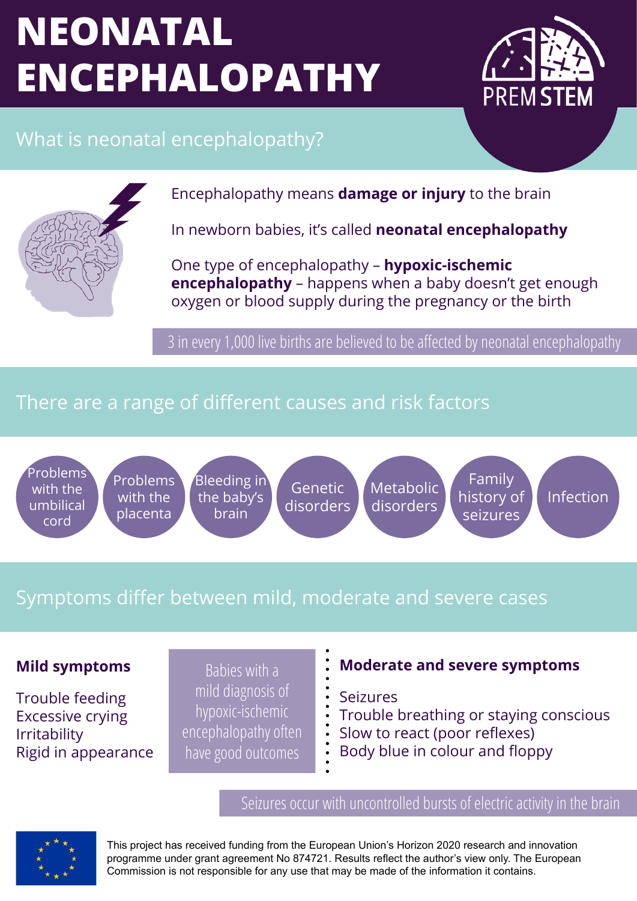# NEONATAL ENCEPHALOPATHY

PREM STEM

## What is neonatal encephalopathy?

Encephalopathy means **damage or injury** to the brain

In newborn babies, it's called **neonatal encephalopathy**

One type of encephalopathy – **hypoxic-ischemic encephalopathy** – happens when a baby doesn't get enough oxygen or blood supply during the pregnancy or the birth

3 in every 1,000 live births are believed to be affected by neonatal encephalopathy

## There are a range of different causes and risk factors

- Problems with the umbilical cord
- Problems with the placenta
- Bleeding in the baby's brain
- Genetic disorders
- Metabolic disorders
- Family history of seizures
- Infection

## Symptoms differ between mild, moderate and severe cases

**Mild symptoms**

Trouble feeding
Excessive crying
Irritability
Rigid in appearance

Babies with a mild diagnosis of hypoxic-ischemic encephalopathy often have good outcomes

**Moderate and severe symptoms**

Seizures
Trouble breathing or staying conscious
Slow to react (poor reflexes)
Body blue in colour and floppy

Seizures occur with uncontrolled bursts of electric activity in the brain

This project has received funding from the European Union's Horizon 2020 research and innovation programme under grant agreement No 874721. Results reflect the author's view only. The European Commission is not responsible for any use that may be made of the information it contains.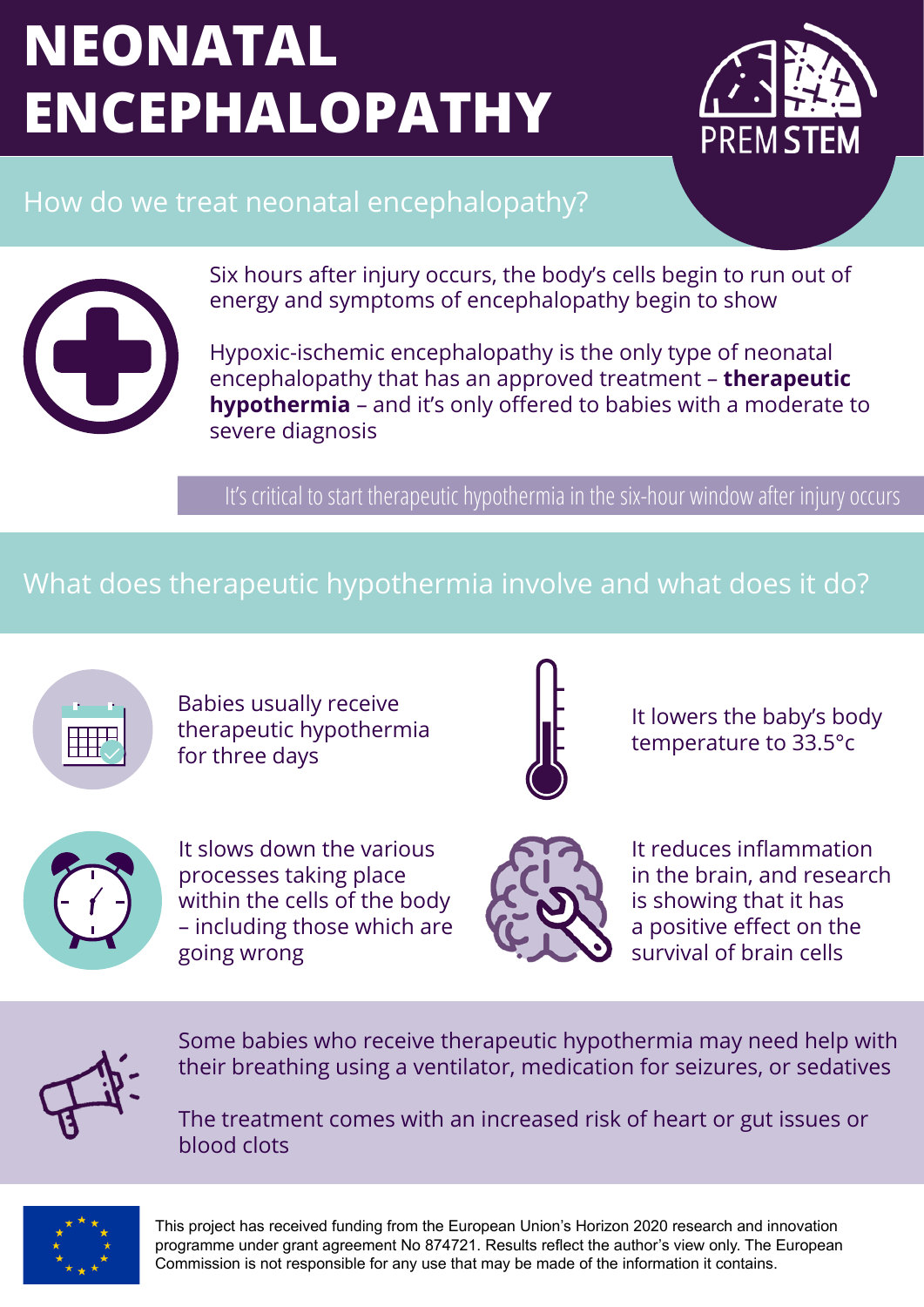# NEONATAL ENCEPHALOPATHY

PREM STEM

## How do we treat neonatal encephalopathy?

Six hours after injury occurs, the body's cells begin to run out of energy and symptoms of encephalopathy begin to show

Hypoxic-ischemic encephalopathy is the only type of neonatal encephalopathy that has an approved treatment – **therapeutic hypothermia** – and it's only offered to babies with a moderate to severe diagnosis

It's critical to start therapeutic hypothermia in the six-hour window after injury occurs

## What does therapeutic hypothermia involve and what does it do?

Babies usually receive therapeutic hypothermia for three days

It lowers the baby's body temperature to 33.5°c

It slows down the various processes taking place within the cells of the body – including those which are going wrong

It reduces inflammation in the brain, and research is showing that it has a positive effect on the survival of brain cells

Some babies who receive therapeutic hypothermia may need help with their breathing using a ventilator, medication for seizures, or sedatives

The treatment comes with an increased risk of heart or gut issues or blood clots

This project has received funding from the European Union's Horizon 2020 research and innovation programme under grant agreement No 874721. Results reflect the author's view only. The European Commission is not responsible for any use that may be made of the information it contains.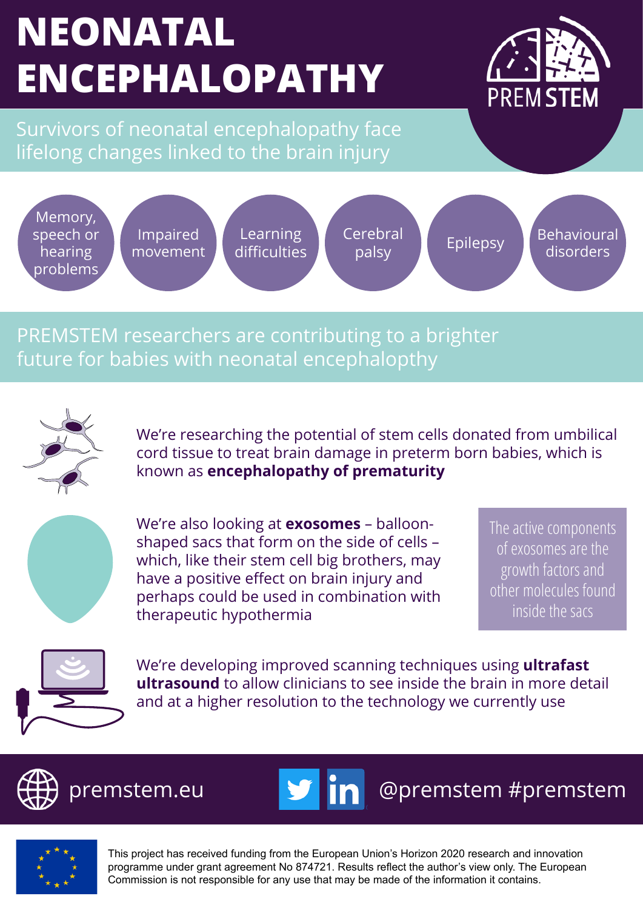# NEONATAL ENCEPHALOPATHY

PREMSTEM

Survivors of neonatal encephalopathy face lifelong changes linked to the brain injury

- Memory, speech or hearing problems
- Impaired movement
- Learning difficulties
- Cerebral palsy
- Epilepsy
- Behavioural disorders

## PREMSTEM researchers are contributing to a brighter future for babies with neonatal encephalopthy

We're researching the potential of stem cells donated from umbilical cord tissue to treat brain damage in preterm born babies, which is known as **encephalopathy of prematurity**

We're also looking at **exosomes** – balloon-shaped sacs that form on the side of cells – which, like their stem cell big brothers, may have a positive effect on brain injury and perhaps could be used in combination with therapeutic hypothermia

The active components of exosomes are the growth factors and other molecules found inside the sacs

We're developing improved scanning techniques using **ultrafast ultrasound** to allow clinicians to see inside the brain in more detail and at a higher resolution to the technology we currently use

premstem.eu

@premstem #premstem

This project has received funding from the European Union's Horizon 2020 research and innovation programme under grant agreement No 874721. Results reflect the author's view only. The European Commission is not responsible for any use that may be made of the information it contains.